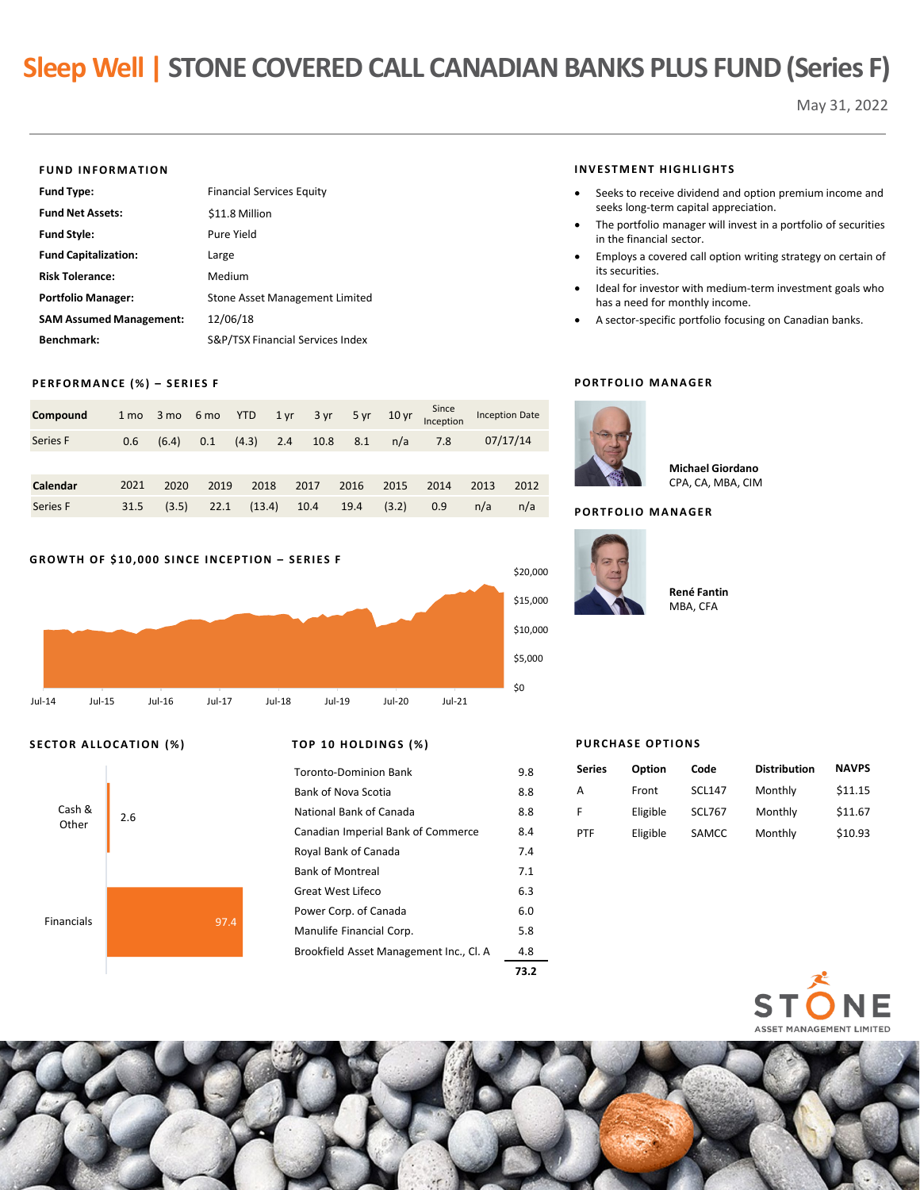# Sleep Well | STONE COVERED CALL CANADIAN BANKS PLUS FUND (Series F)

May 31, 2022

## FUND INFORMATION

| | |
|---|---|
| **Fund Type:** | Financial Services Equity |
| **Fund Net Assets:** | $11.8 Million |
| **Fund Style:** | Pure Yield |
| **Fund Capitalization:** | Large |
| **Risk Tolerance:** | Medium |
| **Portfolio Manager:** | Stone Asset Management Limited |
| **SAM Assumed Management:** | 12/06/18 |
| **Benchmark:** | S&P/TSX Financial Services Index |

## INVESTMENT HIGHLIGHTS

- Seeks to receive dividend and option premium income and seeks long-term capital appreciation.
- The portfolio manager will invest in a portfolio of securities in the financial sector.
- Employs a covered call option writing strategy on certain of its securities.
- Ideal for investor with medium-term investment goals who has a need for monthly income.
- A sector-specific portfolio focusing on Canadian banks.

## PERFORMANCE (%) – SERIES F

| **Compound** | 1 mo | 3 mo | 6 mo | YTD | 1 yr | 3 yr | 5 yr | 10 yr | Since Inception | Inception Date |
|---|---|---|---|---|---|---|---|---|---|---|
| Series F | 0.6 | (6.4) | 0.1 | (4.3) | 2.4 | 10.8 | 8.1 | n/a | 7.8 | 07/17/14 |

| **Calendar** | 2021 | 2020 | 2019 | 2018 | 2017 | 2016 | 2015 | 2014 | 2013 | 2012 |
|---|---|---|---|---|---|---|---|---|---|---|
| Series F | 31.5 | (3.5) | 22.1 | (13.4) | 10.4 | 19.4 | (3.2) | 0.9 | n/a | n/a |

## PORTFOLIO MANAGER

**Michael Giordano**
CPA, CA, MBA, CIM

## PORTFOLIO MANAGER

**René Fantin**
MBA, CFA

## GROWTH OF $10,000 SINCE INCEPTION – SERIES F

## SECTOR ALLOCATION (%)

| Sector | % |
|---|---|
| Cash & Other | 2.6 |
| Financials | 97.4 |

## TOP 10 HOLDINGS (%)

| Holding | % |
|---|---|
| Toronto-Dominion Bank | 9.8 |
| Bank of Nova Scotia | 8.8 |
| National Bank of Canada | 8.8 |
| Canadian Imperial Bank of Commerce | 8.4 |
| Royal Bank of Canada | 7.4 |
| Bank of Montreal | 7.1 |
| Great West Lifeco | 6.3 |
| Power Corp. of Canada | 6.0 |
| Manulife Financial Corp. | 5.8 |
| Brookfield Asset Management Inc., Cl. A | 4.8 |
| | **73.2** |

## PURCHASE OPTIONS

| Series | Option | Code | Distribution | NAVPS |
|---|---|---|---|---|
| A | Front | SCL147 | Monthly | $11.15 |
| F | Eligible | SCL767 | Monthly | $11.67 |
| PTF | Eligible | SAMCC | Monthly | $10.93 |

STONE ASSET MANAGEMENT LIMITED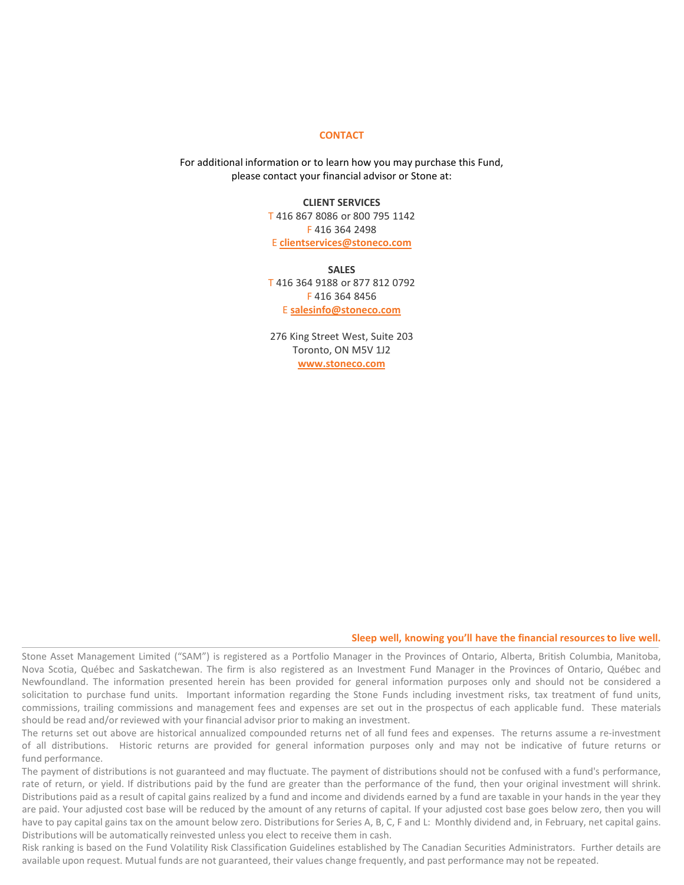## CONTACT

For additional information or to learn how you may purchase this Fund,
please contact your financial advisor or Stone at:

**CLIENT SERVICES**
T 416 867 8086 or 800 795 1142
F 416 364 2498
E **clientservices@stoneco.com**

**SALES**
T 416 364 9188 or 877 812 0792
F 416 364 8456
E **salesinfo@stoneco.com**

276 King Street West, Suite 203
Toronto, ON M5V 1J2
**www.stoneco.com**

**Sleep well, knowing you'll have the financial resources to live well.**

Stone Asset Management Limited ("SAM") is registered as a Portfolio Manager in the Provinces of Ontario, Alberta, British Columbia, Manitoba, Nova Scotia, Québec and Saskatchewan. The firm is also registered as an Investment Fund Manager in the Provinces of Ontario, Québec and Newfoundland. The information presented herein has been provided for general information purposes only and should not be considered a solicitation to purchase fund units. Important information regarding the Stone Funds including investment risks, tax treatment of fund units, commissions, trailing commissions and management fees and expenses are set out in the prospectus of each applicable fund. These materials should be read and/or reviewed with your financial advisor prior to making an investment.

The returns set out above are historical annualized compounded returns net of all fund fees and expenses. The returns assume a re-investment of all distributions. Historic returns are provided for general information purposes only and may not be indicative of future returns or fund performance.

The payment of distributions is not guaranteed and may fluctuate. The payment of distributions should not be confused with a fund's performance, rate of return, or yield. If distributions paid by the fund are greater than the performance of the fund, then your original investment will shrink. Distributions paid as a result of capital gains realized by a fund and income and dividends earned by a fund are taxable in your hands in the year they are paid. Your adjusted cost base will be reduced by the amount of any returns of capital. If your adjusted cost base goes below zero, then you will have to pay capital gains tax on the amount below zero. Distributions for Series A, B, C, F and L: Monthly dividend and, in February, net capital gains. Distributions will be automatically reinvested unless you elect to receive them in cash.

Risk ranking is based on the Fund Volatility Risk Classification Guidelines established by The Canadian Securities Administrators. Further details are available upon request. Mutual funds are not guaranteed, their values change frequently, and past performance may not be repeated.